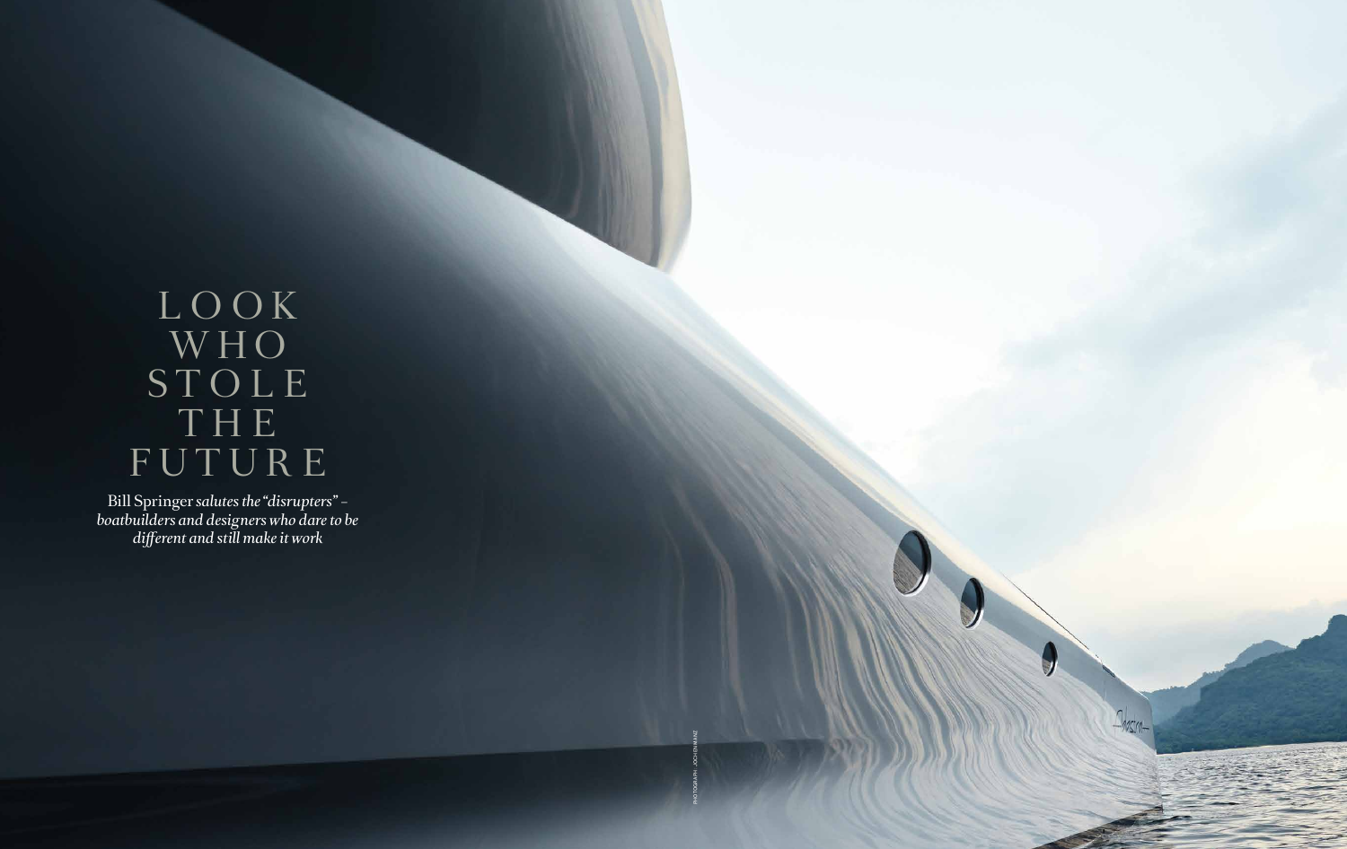# LOOK WHO STOLE THE FUTURE

*Bill Springer salutes the "disrupters" – boatbuilders and designers who dare to be different and still make it work*

PHOTOGRAPH: JOCHEN MANZ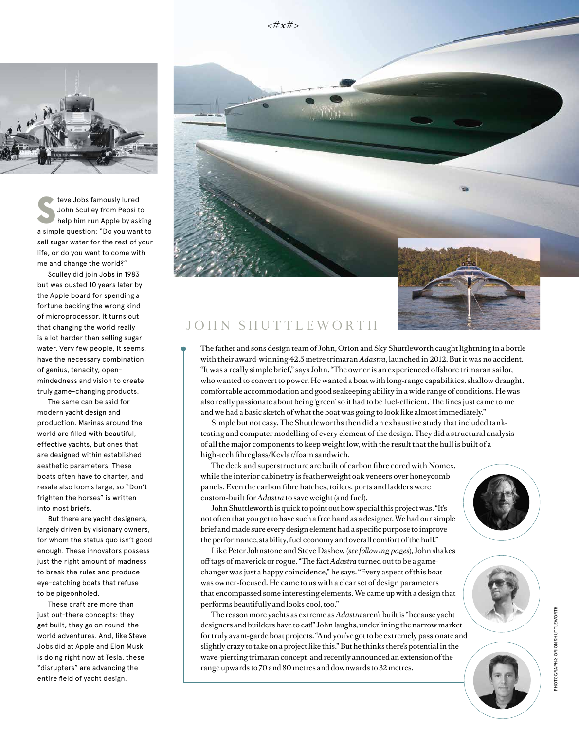Steve Jobs famously lured John Sculley from Pepsi to help him run Apple by asking a simple question: "Do you want to sell sugar water for the rest of your life, or do you want to come with me and change the world?"

Sculley did join Jobs in 1983 but was ousted 10 years later by the Apple board for spending a fortune backing the wrong kind of microprocessor. It turns out that changing the world really is a lot harder than selling sugar water. Very few people, it seems, have the necessary combination of genius, tenacity, open-mindedness and vision to create truly game-changing products.

The same can be said for modern yacht design and production. Marinas around the world are filled with beautiful, effective yachts, but ones that are designed within established aesthetic parameters. These boats often have to charter, and resale also looms large, so "Don't frighten the horses" is written into most briefs.

But there are yacht designers, largely driven by visionary owners, for whom the status quo isn't good enough. These innovators possess just the right amount of madness to break the rules and produce eye-catching boats that refuse to be pigeonholed.

These craft are more than just out-there concepts: they get built, they go on round-the-world adventures. And, like Steve Jobs did at Apple and Elon Musk is doing right now at Tesla, these "disrupters" are advancing the entire field of yacht design.

## JOHN SHUTTLEWORTH

The father and sons design team of John, Orion and Sky Shuttleworth caught lightning in a bottle with their award-winning 42.5 metre trimaran *Adastra*, launched in 2012. But it was no accident. "It was a really simple brief," says John. "The owner is an experienced offshore trimaran sailor, who wanted to convert to power. He wanted a boat with long-range capabilities, shallow draught, comfortable accommodation and good seakeeping ability in a wide range of conditions. He was also really passionate about being 'green' so it had to be fuel-efficient. The lines just came to me and we had a basic sketch of what the boat was going to look like almost immediately."

Simple but not easy. The Shuttleworths then did an exhaustive study that included tank-testing and computer modelling of every element of the design. They did a structural analysis of all the major components to keep weight low, with the result that the hull is built of a high-tech fibreglass/Kevlar/foam sandwich.

The deck and superstructure are built of carbon fibre cored with Nomex, while the interior cabinetry is featherweight oak veneers over honeycomb panels. Even the carbon fibre hatches, toilets, ports and ladders were custom-built for *Adastra* to save weight (and fuel).

John Shuttleworth is quick to point out how special this project was. "It's not often that you get to have such a free hand as a designer. We had our simple brief and made sure every design element had a specific purpose to improve the performance, stability, fuel economy and overall comfort of the hull."

Like Peter Johnstone and Steve Dashew (*see following pages*), John shakes off tags of maverick or rogue. "The fact *Adastra* turned out to be a game-changer was just a happy coincidence," he says. "Every aspect of this boat was owner-focused. He came to us with a clear set of design parameters that encompassed some interesting elements. We came up with a design that performs beautifully and looks cool, too."

The reason more yachts as extreme as *Adastra* aren't built is "because yacht designers and builders have to eat!" John laughs, underlining the narrow market for truly avant-garde boat projects. "And you've got to be extremely passionate and slightly crazy to take on a project like this." But he thinks there's potential in the wave-piercing trimaran concept, and recently announced an extension of the range upwards to 70 and 80 metres and downwards to 32 metres.

PHOTOGRAPHS: ORION SHUTTLEWORTH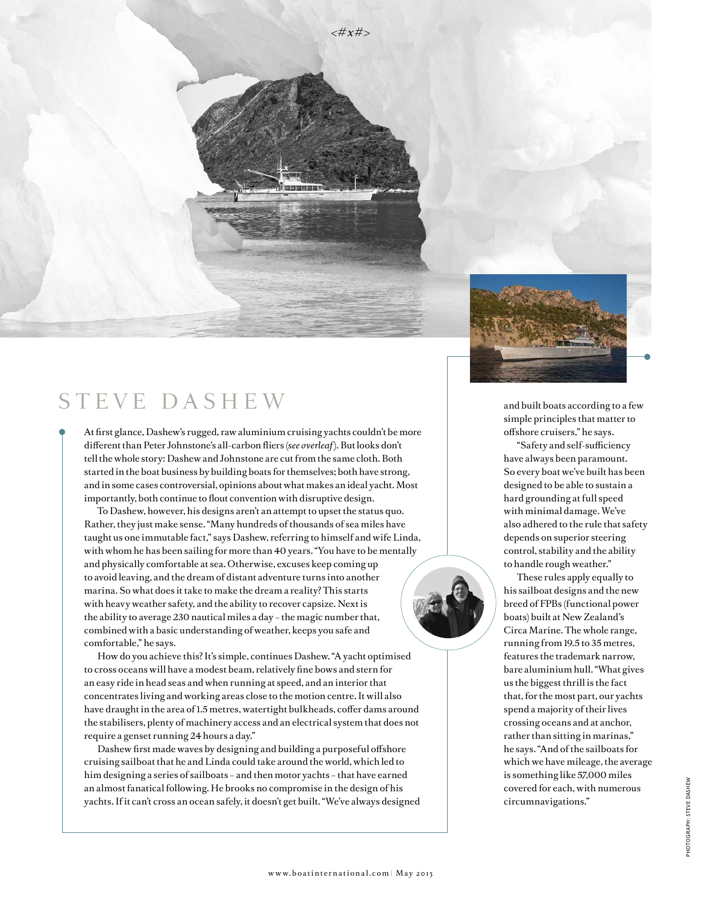# STEVE DASHEW

At first glance, Dashew's rugged, raw aluminium cruising yachts couldn't be more different than Peter Johnstone's all-carbon fliers (*see overleaf*). But looks don't tell the whole story: Dashew and Johnstone are cut from the same cloth. Both started in the boat business by building boats for themselves; both have strong, and in some cases controversial, opinions about what makes an ideal yacht. Most importantly, both continue to flout convention with disruptive design.

To Dashew, however, his designs aren't an attempt to upset the status quo. Rather, they just make sense. "Many hundreds of thousands of sea miles have taught us one immutable fact," says Dashew, referring to himself and wife Linda, with whom he has been sailing for more than 40 years. "You have to be mentally and physically comfortable at sea. Otherwise, excuses keep coming up to avoid leaving, and the dream of distant adventure turns into another marina. So what does it take to make the dream a reality? This starts with heavy weather safety, and the ability to recover capsize. Next is the ability to average 230 nautical miles a day – the magic number that, combined with a basic understanding of weather, keeps you safe and comfortable," he says.

How do you achieve this? It's simple, continues Dashew. "A yacht optimised to cross oceans will have a modest beam, relatively fine bows and stern for an easy ride in head seas and when running at speed, and an interior that concentrates living and working areas close to the motion centre. It will also have draught in the area of 1.5 metres, watertight bulkheads, coffer dams around the stabilisers, plenty of machinery access and an electrical system that does not require a genset running 24 hours a day."

Dashew first made waves by designing and building a purposeful offshore cruising sailboat that he and Linda could take around the world, which led to him designing a series of sailboats – and then motor yachts – that have earned an almost fanatical following. He brooks no compromise in the design of his yachts. If it can't cross an ocean safely, it doesn't get built. "We've always designed and built boats according to a few simple principles that matter to offshore cruisers," he says.

"Safety and self-sufficiency have always been paramount. So every boat we've built has been designed to be able to sustain a hard grounding at full speed with minimal damage. We've also adhered to the rule that safety depends on superior steering control, stability and the ability to handle rough weather."

These rules apply equally to his sailboat designs and the new breed of FPBs (functional power boats) built at New Zealand's Circa Marine. The whole range, running from 19.5 to 35 metres, features the trademark narrow, bare aluminium hull. "What gives us the biggest thrill is the fact that, for the most part, our yachts spend a majority of their lives crossing oceans and at anchor, rather than sitting in marinas," he says. "And of the sailboats for which we have mileage, the average is something like 57,000 miles covered for each, with numerous circumnavigations."

PHOTOGRAPH: STEVE DASHEW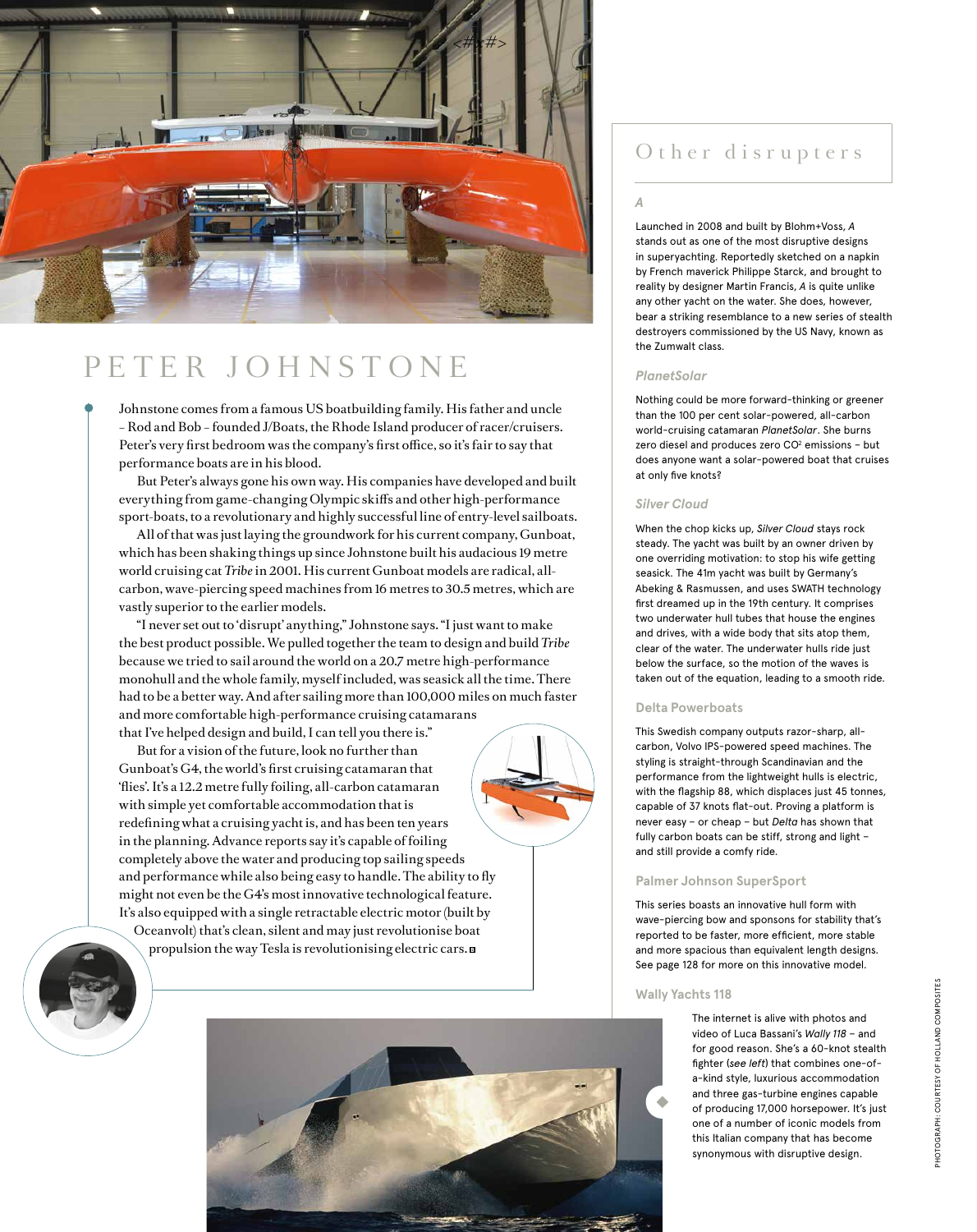# PETER JOHNSTONE

Johnstone comes from a famous US boatbuilding family. His father and uncle – Rod and Bob – founded J/Boats, the Rhode Island producer of racer/cruisers. Peter's very first bedroom was the company's first office, so it's fair to say that performance boats are in his blood.

But Peter's always gone his own way. His companies have developed and built everything from game-changing Olympic skiffs and other high-performance sport-boats, to a revolutionary and highly successful line of entry-level sailboats.

All of that was just laying the groundwork for his current company, Gunboat, which has been shaking things up since Johnstone built his audacious 19 metre world cruising cat *Tribe* in 2001. His current Gunboat models are radical, all-carbon, wave-piercing speed machines from 16 metres to 30.5 metres, which are vastly superior to the earlier models.

"I never set out to 'disrupt' anything," Johnstone says. "I just want to make the best product possible. We pulled together the team to design and build *Tribe* because we tried to sail around the world on a 20.7 metre high-performance monohull and the whole family, myself included, was seasick all the time. There had to be a better way. And after sailing more than 100,000 miles on much faster and more comfortable high-performance cruising catamarans that I've helped design and build, I can tell you there is."

But for a vision of the future, look no further than Gunboat's G4, the world's first cruising catamaran that 'flies'. It's a 12.2 metre fully foiling, all-carbon catamaran with simple yet comfortable accommodation that is redefining what a cruising yacht is, and has been ten years in the planning. Advance reports say it's capable of foiling completely above the water and producing top sailing speeds and performance while also being easy to handle. The ability to fly might not even be the G4's most innovative technological feature. It's also equipped with a single retractable electric motor (built by Oceanvolt) that's clean, silent and may just revolutionise boat propulsion the way Tesla is revolutionising electric cars.

## Other disrupters

### *A*

Launched in 2008 and built by Blohm+Voss, *A* stands out as one of the most disruptive designs in superyachting. Reportedly sketched on a napkin by French maverick Philippe Starck, and brought to reality by designer Martin Francis, *A* is quite unlike any other yacht on the water. She does, however, bear a striking resemblance to a new series of stealth destroyers commissioned by the US Navy, known as the Zumwalt class.

### *PlanetSolar*

Nothing could be more forward-thinking or greener than the 100 per cent solar-powered, all-carbon world-cruising catamaran *PlanetSolar*. She burns zero diesel and produces zero $CO^2$ emissions – but does anyone want a solar-powered boat that cruises at only five knots?

### *Silver Cloud*

When the chop kicks up, *Silver Cloud* stays rock steady. The yacht was built by an owner driven by one overriding motivation: to stop his wife getting seasick. The 41m yacht was built by Germany's Abeking & Rasmussen, and uses SWATH technology first dreamed up in the 19th century. It comprises two underwater hull tubes that house the engines and drives, with a wide body that sits atop them, clear of the water. The underwater hulls ride just below the surface, so the motion of the waves is taken out of the equation, leading to a smooth ride.

### Delta Powerboats

This Swedish company outputs razor-sharp, all-carbon, Volvo IPS-powered speed machines. The styling is straight-through Scandinavian and the performance from the lightweight hulls is electric, with the flagship 88, which displaces just 45 tonnes, capable of 37 knots flat-out. Proving a platform is never easy – or cheap – but *Delta* has shown that fully carbon boats can be stiff, strong and light – and still provide a comfy ride.

### Palmer Johnson SuperSport

This series boasts an innovative hull form with wave-piercing bow and sponsons for stability that's reported to be faster, more efficient, more stable and more spacious than equivalent length designs. See page 128 for more on this innovative model.

### Wally Yachts 118

The internet is alive with photos and video of Luca Bassani's *Wally 118* – and for good reason. She's a 60-knot stealth fighter (*see left*) that combines one-of-a-kind style, luxurious accommodation and three gas-turbine engines capable of producing 17,000 horsepower. It's just one of a number of iconic models from this Italian company that has become synonymous with disruptive design.

PHOTOGRAPH: COURTESY OF HOLLAND COMPOSITES